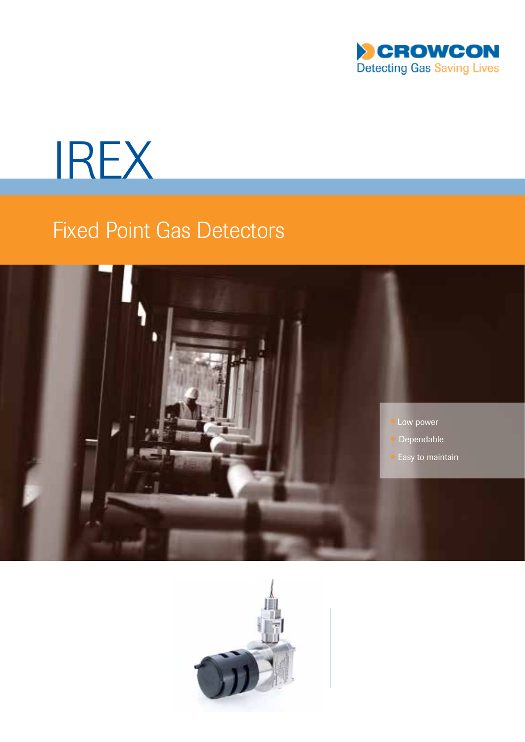CROWCON

Detecting Gas Saving Lives

# IREX

## Fixed Point Gas Detectors

- Low power
- Dependable
- Easy to maintain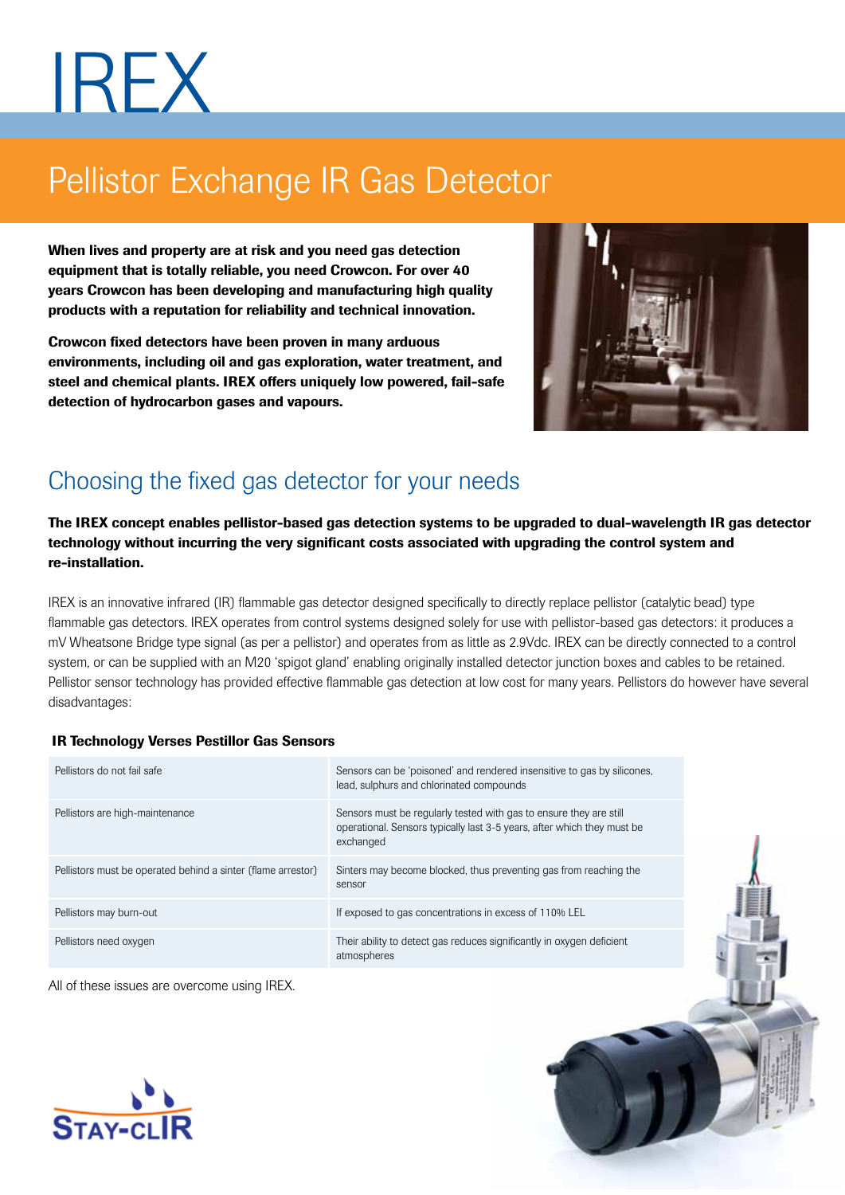# IREX

## Pellistor Exchange IR Gas Detector

**When lives and property are at risk and you need gas detection equipment that is totally reliable, you need Crowcon. For over 40 years Crowcon has been developing and manufacturing high quality products with a reputation for reliability and technical innovation.**

**Crowcon fixed detectors have been proven in many arduous environments, including oil and gas exploration, water treatment, and steel and chemical plants. IREX offers uniquely low powered, fail-safe detection of hydrocarbon gases and vapours.**

## Choosing the fixed gas detector for your needs

**The IREX concept enables pellistor-based gas detection systems to be upgraded to dual-wavelength IR gas detector technology without incurring the very significant costs associated with upgrading the control system and re-installation.**

IREX is an innovative infrared (IR) flammable gas detector designed specifically to directly replace pellistor (catalytic bead) type flammable gas detectors. IREX operates from control systems designed solely for use with pellistor-based gas detectors: it produces a mV Wheatsone Bridge type signal (as per a pellistor) and operates from as little as 2.9Vdc. IREX can be directly connected to a control system, or can be supplied with an M20 'spigot gland' enabling originally installed detector junction boxes and cables to be retained. Pellistor sensor technology has provided effective flammable gas detection at low cost for many years. Pellistors do however have several disadvantages:

**IR Technology Verses Pestillor Gas Sensors**

| | |
|---|---|
| Pellistors do not fail safe | Sensors can be 'poisoned' and rendered insensitive to gas by silicones, lead, sulphurs and chlorinated compounds |
| Pellistors are high-maintenance | Sensors must be regularly tested with gas to ensure they are still operational. Sensors typically last 3-5 years, after which they must be exchanged |
| Pellistors must be operated behind a sinter (flame arrestor) | Sinters may become blocked, thus preventing gas from reaching the sensor |
| Pellistors may burn-out | If exposed to gas concentrations in excess of 110% LEL |
| Pellistors need oxygen | Their ability to detect gas reduces significantly in oxygen deficient atmospheres |

All of these issues are overcome using IREX.

STAY-CLIR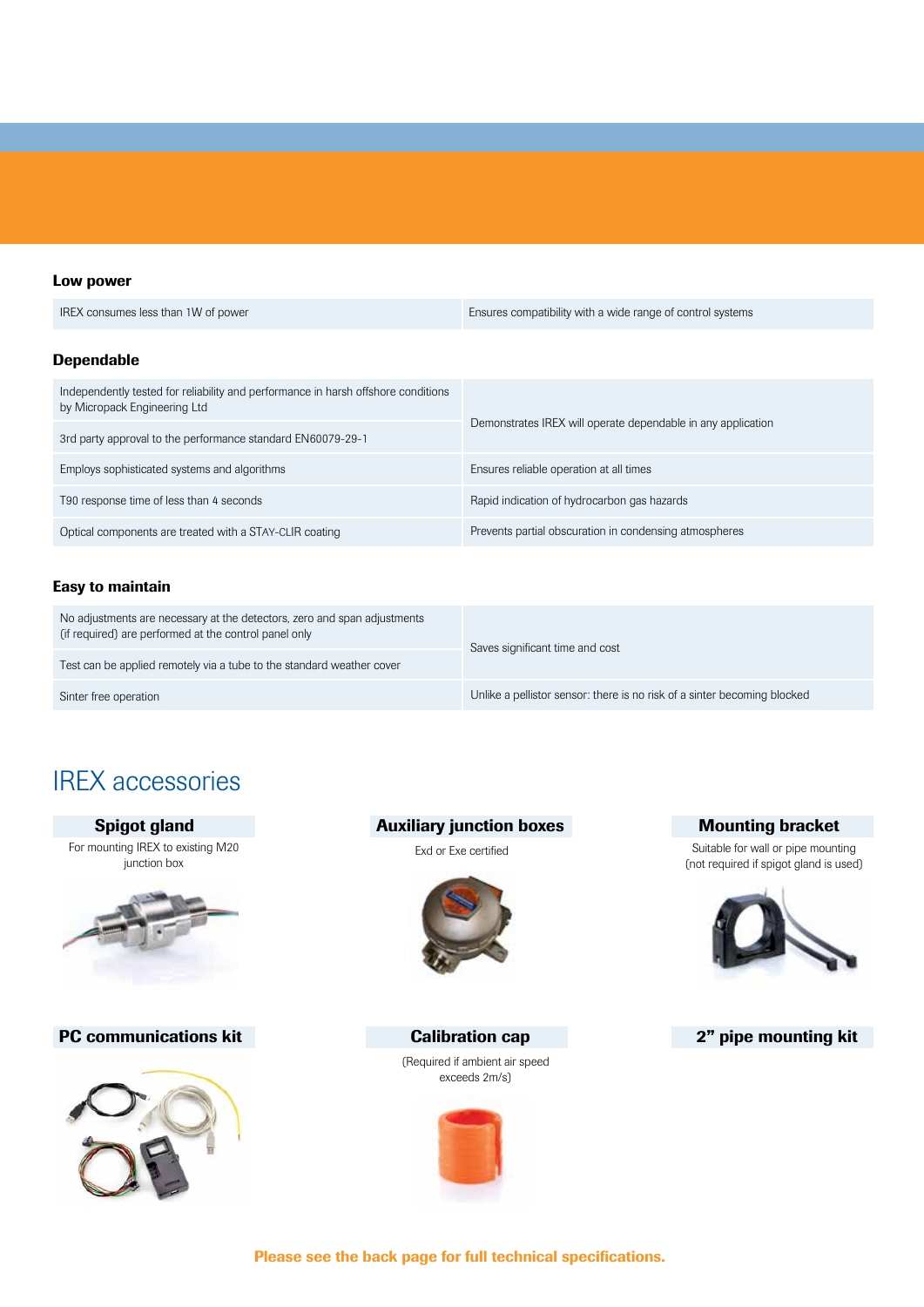### Low power

| | |
|---|---|
| IREX consumes less than 1W of power | Ensures compatibility with a wide range of control systems |

### Dependable

| | |
|---|---|
| Independently tested for reliability and performance in harsh offshore conditions by Micropack Engineering Ltd | Demonstrates IREX will operate dependable in any application |
| 3rd party approval to the performance standard EN60079-29-1 | |
| Employs sophisticated systems and algorithms | Ensures reliable operation at all times |
| T90 response time of less than 4 seconds | Rapid indication of hydrocarbon gas hazards |
| Optical components are treated with a STAY-CLIR coating | Prevents partial obscuration in condensing atmospheres |

### Easy to maintain

| | |
|---|---|
| No adjustments are necessary at the detectors, zero and span adjustments (if required) are performed at the control panel only | Saves significant time and cost |
| Test can be applied remotely via a tube to the standard weather cover | |
| Sinter free operation | Unlike a pellistor sensor: there is no risk of a sinter becoming blocked |

## IREX accessories

**Spigot gland**

For mounting IREX to existing M20 junction box

**Auxiliary junction boxes**

Exd or Exe certified

**Mounting bracket**

Suitable for wall or pipe mounting (not required if spigot gland is used)

**PC communications kit**

**Calibration cap**

(Required if ambient air speed exceeds 2m/s)

**2” pipe mounting kit**

**Please see the back page for full technical specifications.**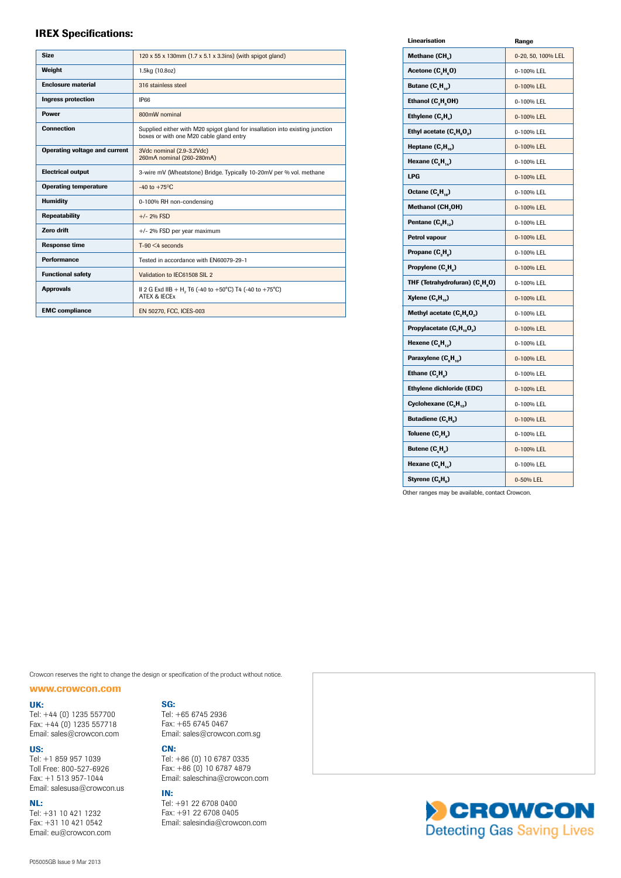## IREX Specifications:

| | |
|---|---|
| **Size** | 120 x 55 x 130mm (1.7 x 5.1 x 3.3ins) (with spigot gland) |
| **Weight** | 1.5kg (10.8oz) |
| **Enclosure material** | 316 stainless steel |
| **Ingress protection** | IP66 |
| **Power** | 800mW nominal |
| **Connection** | Supplied either with M20 spigot gland for insallation into existing junction boxes or with one M20 cable gland entry |
| **Operating voltage and current** | 3Vdc nominal (2.9-3.2Vdc) 260mA nominal (260-280mA) |
| **Electrical output** | 3-wire mV (Wheatstone) Bridge. Typically 10-20mV per % vol. methane |
| **Operating temperature** | -40 to +75ºC |
| **Humidity** | 0-100% RH non-condensing |
| **Repeatability** | +/- 2% FSD |
| **Zero drift** | +/- 2% FSD per year maximum |
| **Response time** | T-90 <4 seconds |
| **Performance** | Tested in accordance with EN60079-29-1 |
| **Functional safety** | Validation to IEC61508 SIL 2 |
| **Approvals** | II 2 G Exd IIB + $H_2$ T6 (-40 to +50°C) T4 (-40 to +75°C) ATEX & IECEx |
| **EMC compliance** | EN 50270, FCC, ICES-003 |

| Linearisation | Range |
|---|---|
| **Methane ($CH_4$)** | 0-20, 50, 100% LEL |
| **Acetone ($C_3H_6O$)** | 0-100% LEL |
| **Butane ($C_4H_{10}$)** | 0-100% LEL |
| **Ethanol ($C_2H_5OH$)** | 0-100% LEL |
| **Ethylene ($C_2H_4$)** | 0-100% LEL |
| **Ethyl acetate ($C_4H_8O_2$)** | 0-100% LEL |
| **Heptane ($C_7H_{16}$)** | 0-100% LEL |
| **Hexane ($C_6H_{14}$)** | 0-100% LEL |
| **LPG** | 0-100% LEL |
| **Octane ($C_8H_{18}$)** | 0-100% LEL |
| **Methanol ($CH_3OH$)** | 0-100% LEL |
| **Pentane ($C_5H_{12}$)** | 0-100% LEL |
| **Petrol vapour** | 0-100% LEL |
| **Propane ($C_3H_8$)** | 0-100% LEL |
| **Propylene ($C_3H_6$)** | 0-100% LEL |
| **THF (Tetrahydrofuran) ($C_4H_8O$)** | 0-100% LEL |
| **Xylene ($C_8H_{10}$)** | 0-100% LEL |
| **Methyl acetate ($C_3H_6O_2$)** | 0-100% LEL |
| **Propylacetate ($C_5H_{10}O_2$)** | 0-100% LEL |
| **Hexene ($C_6H_{12}$)** | 0-100% LEL |
| **Paraxylene ($C_8H_{10}$)** | 0-100% LEL |
| **Ethane ($C_2H_6$)** | 0-100% LEL |
| **Ethylene dichloride (EDC)** | 0-100% LEL |
| **Cyclohexane ($C_6H_{12}$)** | 0-100% LEL |
| **Butadiene ($C_4H_6$)** | 0-100% LEL |
| **Toluene ($C_7H_8$)** | 0-100% LEL |
| **Butene ($C_4H_8$)** | 0-100% LEL |
| **Hexane ($C_6H_{14}$)** | 0-100% LEL |
| **Styrene ($C_8H_8$)** | 0-50% LEL |

Other ranges may be available, contact Crowcon.

Crowcon reserves the right to change the design or specification of the product without notice.

**www.crowcon.com**

**UK:**
Tel: +44 (0) 1235 557700
Fax: +44 (0) 1235 557718
Email: sales@crowcon.com

**US:**
Tel: +1 859 957 1039
Toll Free: 800-527-6926
Fax: +1 513 957-1044
Email: salesusa@crowcon.us

**NL:**
Tel: +31 10 421 1232
Fax: +31 10 421 0542
Email: eu@crowcon.com

**SG:**
Tel: +65 6745 2936
Fax: +65 6745 0467
Email: sales@crowcon.com.sg

**CN:**
Tel: +86 (0) 10 6787 0335
Fax: +86 (0) 10 6787 4879
Email: saleschina@crowcon.com

**IN:**
Tel: +91 22 6708 0400
Fax: +91 22 6708 0405
Email: salesindia@crowcon.com

CROWCON
Detecting Gas Saving Lives

P05005GB Issue 9 Mar 2013